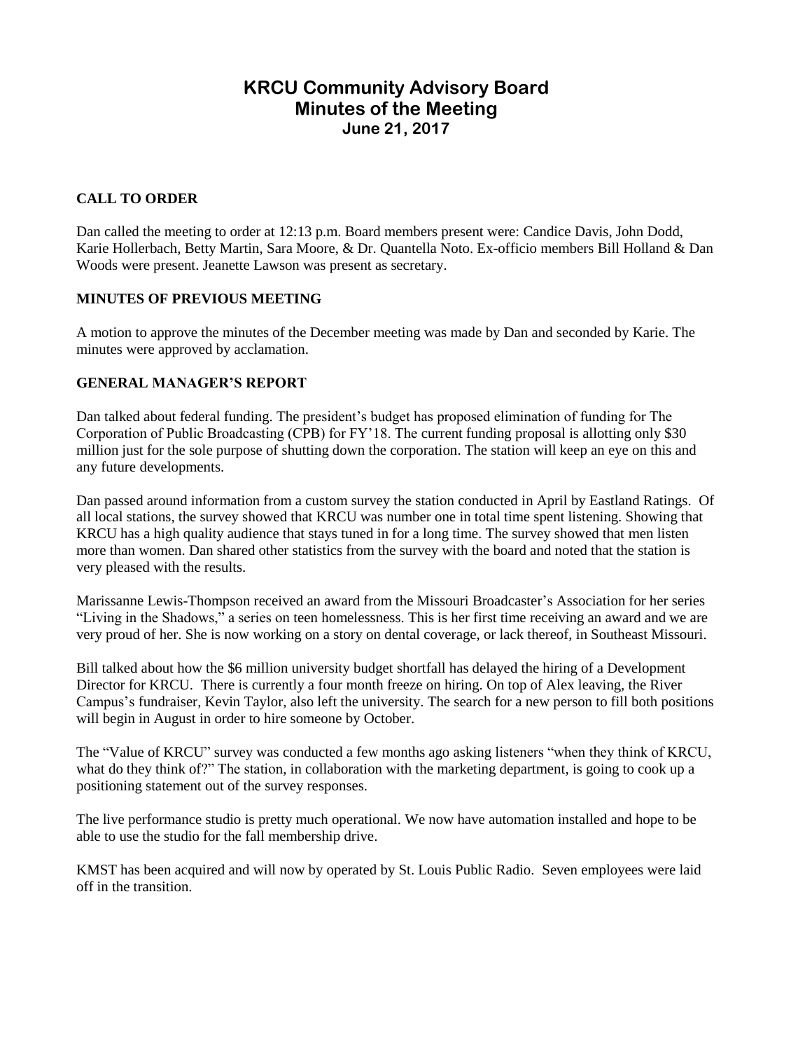# KRCU Community Advisory Board
## Minutes of the Meeting
### June 21, 2017

**CALL TO ORDER**

Dan called the meeting to order at 12:13 p.m. Board members present were: Candice Davis, John Dodd, Karie Hollerbach, Betty Martin, Sara Moore, & Dr. Quantella Noto. Ex-officio members Bill Holland & Dan Woods were present. Jeanette Lawson was present as secretary.

**MINUTES OF PREVIOUS MEETING**

A motion to approve the minutes of the December meeting was made by Dan and seconded by Karie. The minutes were approved by acclamation.

**GENERAL MANAGER'S REPORT**

Dan talked about federal funding. The president's budget has proposed elimination of funding for The Corporation of Public Broadcasting (CPB) for FY'18. The current funding proposal is allotting only $30 million just for the sole purpose of shutting down the corporation. The station will keep an eye on this and any future developments.

Dan passed around information from a custom survey the station conducted in April by Eastland Ratings. Of all local stations, the survey showed that KRCU was number one in total time spent listening. Showing that KRCU has a high quality audience that stays tuned in for a long time. The survey showed that men listen more than women. Dan shared other statistics from the survey with the board and noted that the station is very pleased with the results.

Marissanne Lewis-Thompson received an award from the Missouri Broadcaster's Association for her series "Living in the Shadows," a series on teen homelessness. This is her first time receiving an award and we are very proud of her. She is now working on a story on dental coverage, or lack thereof, in Southeast Missouri.

Bill talked about how the $6 million university budget shortfall has delayed the hiring of a Development Director for KRCU. There is currently a four month freeze on hiring. On top of Alex leaving, the River Campus's fundraiser, Kevin Taylor, also left the university. The search for a new person to fill both positions will begin in August in order to hire someone by October.

The "Value of KRCU" survey was conducted a few months ago asking listeners "when they think of KRCU, what do they think of?" The station, in collaboration with the marketing department, is going to cook up a positioning statement out of the survey responses.

The live performance studio is pretty much operational. We now have automation installed and hope to be able to use the studio for the fall membership drive.

KMST has been acquired and will now by operated by St. Louis Public Radio. Seven employees were laid off in the transition.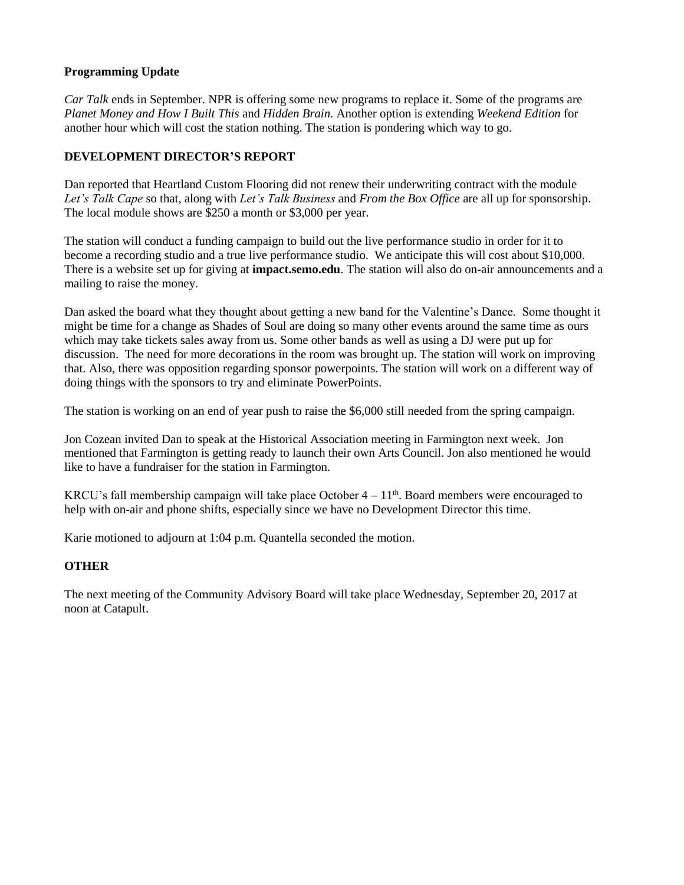**Programming Update**

*Car Talk* ends in September. NPR is offering some new programs to replace it. Some of the programs are *Planet Money and How I Built This* and *Hidden Brain.* Another option is extending *Weekend Edition* for another hour which will cost the station nothing. The station is pondering which way to go.

**DEVELOPMENT DIRECTOR'S REPORT**

Dan reported that Heartland Custom Flooring did not renew their underwriting contract with the module *Let's Talk Cape* so that, along with *Let's Talk Business* and *From the Box Office* are all up for sponsorship. The local module shows are $250 a month or $3,000 per year.

The station will conduct a funding campaign to build out the live performance studio in order for it to become a recording studio and a true live performance studio. We anticipate this will cost about $10,000. There is a website set up for giving at **impact.semo.edu**. The station will also do on-air announcements and a mailing to raise the money.

Dan asked the board what they thought about getting a new band for the Valentine's Dance. Some thought it might be time for a change as Shades of Soul are doing so many other events around the same time as ours which may take tickets sales away from us. Some other bands as well as using a DJ were put up for discussion. The need for more decorations in the room was brought up. The station will work on improving that. Also, there was opposition regarding sponsor powerpoints. The station will work on a different way of doing things with the sponsors to try and eliminate PowerPoints.

The station is working on an end of year push to raise the $6,000 still needed from the spring campaign.

Jon Cozean invited Dan to speak at the Historical Association meeting in Farmington next week. Jon mentioned that Farmington is getting ready to launch their own Arts Council. Jon also mentioned he would like to have a fundraiser for the station in Farmington.

KRCU's fall membership campaign will take place October 4 – 11th. Board members were encouraged to help with on-air and phone shifts, especially since we have no Development Director this time.

Karie motioned to adjourn at 1:04 p.m. Quantella seconded the motion.

**OTHER**

The next meeting of the Community Advisory Board will take place Wednesday, September 20, 2017 at noon at Catapult.